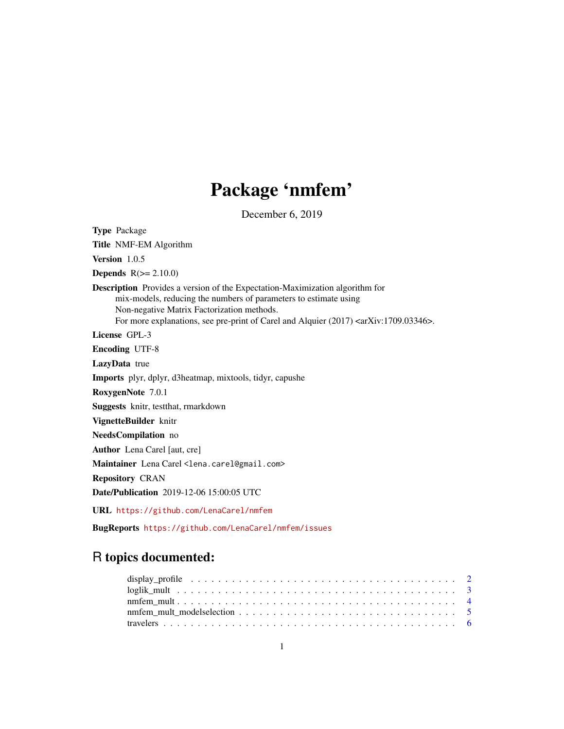# Package 'nmfem'

December 6, 2019

**Type** Package

**Title** NMF-EM Algorithm

**Version** 1.0.5

**Depends** R(>= 2.10.0)

**Description** Provides a version of the Expectation-Maximization algorithm for mix-models, reducing the numbers of parameters to estimate using Non-negative Matrix Factorization methods.
For more explanations, see pre-print of Carel and Alquier (2017) <arXiv:1709.03346>.

**License** GPL-3

**Encoding** UTF-8

**LazyData** true

**Imports** plyr, dplyr, d3heatmap, mixtools, tidyr, capushe

**RoxygenNote** 7.0.1

**Suggests** knitr, testthat, rmarkdown

**VignetteBuilder** knitr

**NeedsCompilation** no

**Author** Lena Carel [aut, cre]

**Maintainer** Lena Carel <lena.carel@gmail.com>

**Repository** CRAN

**Date/Publication** 2019-12-06 15:00:05 UTC

**URL** https://github.com/LenaCarel/nmfem

**BugReports** https://github.com/LenaCarel/nmfem/issues

## R topics documented:

- display_profile . . . . . . . . . . . . . . . . . . . . . . . . . . . . . . . . . . . . 2
- loglik_mult . . . . . . . . . . . . . . . . . . . . . . . . . . . . . . . . . . . . . . 3
- nmfem_mult . . . . . . . . . . . . . . . . . . . . . . . . . . . . . . . . . . . . . . 4
- nmfem_mult_modelselection . . . . . . . . . . . . . . . . . . . . . . . . . . . . . . 5
- travelers . . . . . . . . . . . . . . . . . . . . . . . . . . . . . . . . . . . . . . . 6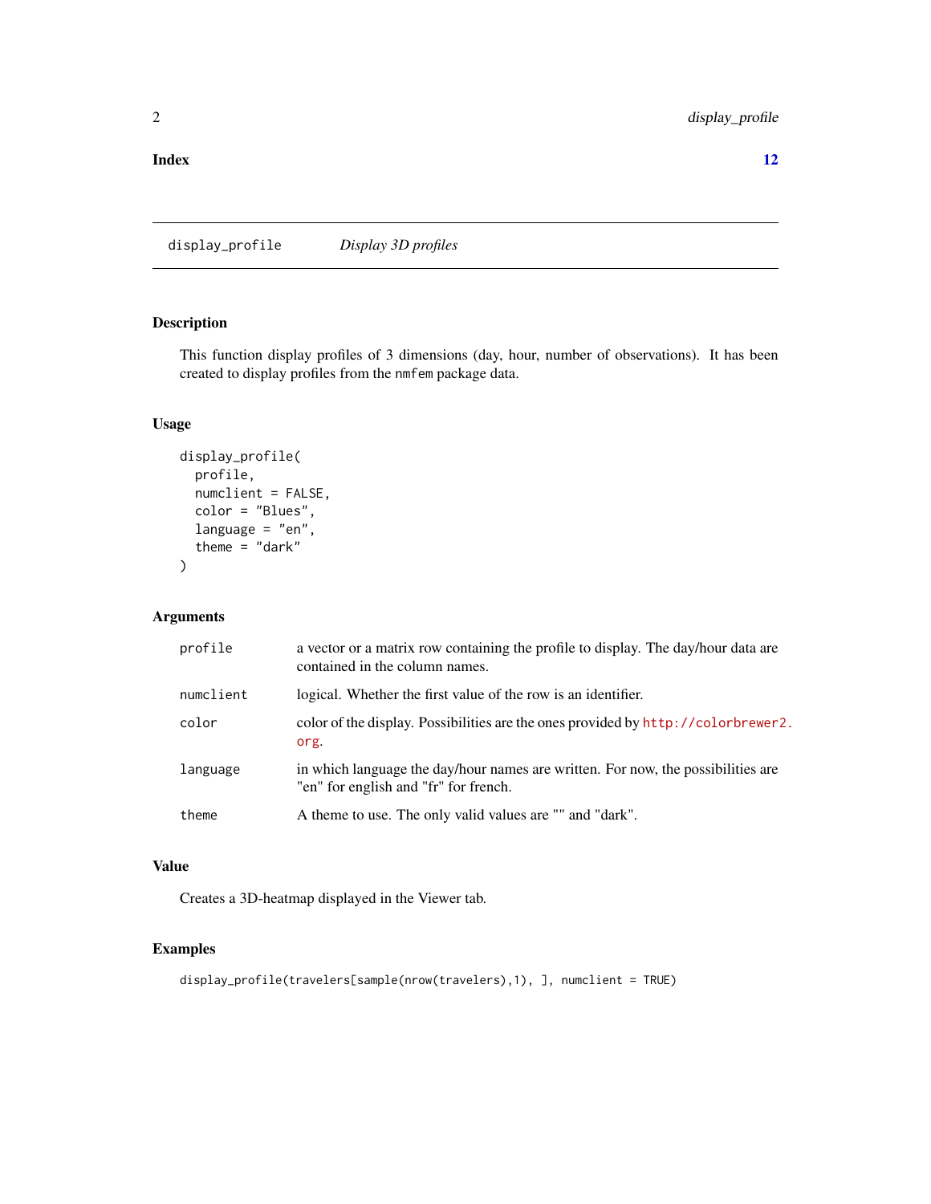**Index** **12**

---

display_profile *Display 3D profiles*

---

## Description

This function display profiles of 3 dimensions (day, hour, number of observations). It has been created to display profiles from the nmfem package data.

## Usage

```
display_profile(
  profile,
  numclient = FALSE,
  color = "Blues",
  language = "en",
  theme = "dark"
)
```

## Arguments

| | |
|---|---|
| profile | a vector or a matrix row containing the profile to display. The day/hour data are contained in the column names. |
| numclient | logical. Whether the first value of the row is an identifier. |
| color | color of the display. Possibilities are the ones provided by http://colorbrewer2.org. |
| language | in which language the day/hour names are written. For now, the possibilities are "en" for english and "fr" for french. |
| theme | A theme to use. The only valid values are "" and "dark". |

## Value

Creates a 3D-heatmap displayed in the Viewer tab.

## Examples

```
display_profile(travelers[sample(nrow(travelers),1), ], numclient = TRUE)
```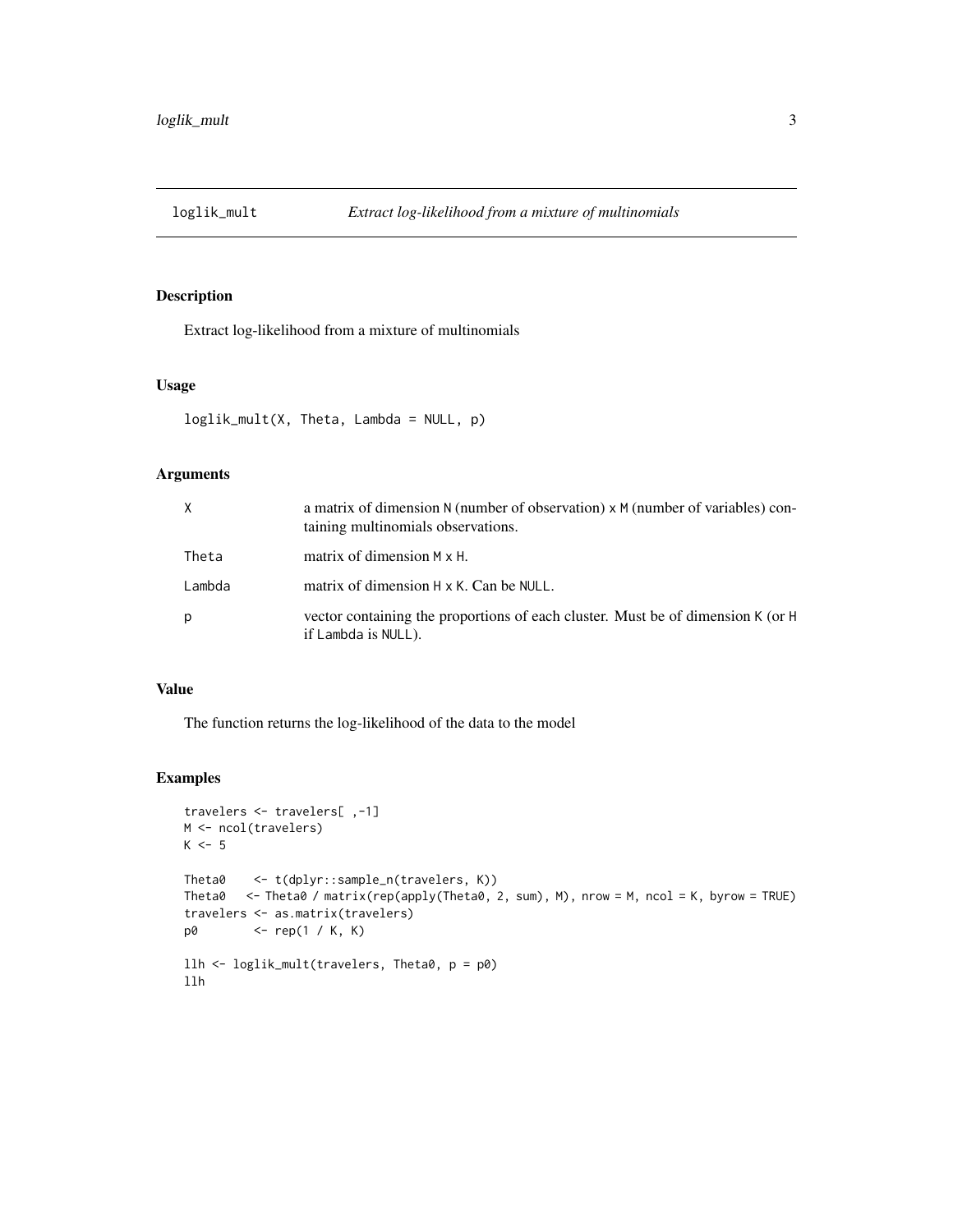# loglik_mult — *Extract log-likelihood from a mixture of multinomials*

## Description

Extract log-likelihood from a mixture of multinomials

## Usage

```
loglik_mult(X, Theta, Lambda = NULL, p)
```

## Arguments

| | |
|---|---|
| X | a matrix of dimension N (number of observation) x M (number of variables) containing multinomials observations. |
| Theta | matrix of dimension M x H. |
| Lambda | matrix of dimension H x K. Can be NULL. |
| p | vector containing the proportions of each cluster. Must be of dimension K (or H if Lambda is NULL). |

## Value

The function returns the log-likelihood of the data to the model

## Examples

```
travelers <- travelers[ ,-1]
M <- ncol(travelers)
K <- 5

Theta0    <- t(dplyr::sample_n(travelers, K))
Theta0   <- Theta0 / matrix(rep(apply(Theta0, 2, sum), M), nrow = M, ncol = K, byrow = TRUE)
travelers <- as.matrix(travelers)
p0        <- rep(1 / K, K)

llh <- loglik_mult(travelers, Theta0, p = p0)
llh
```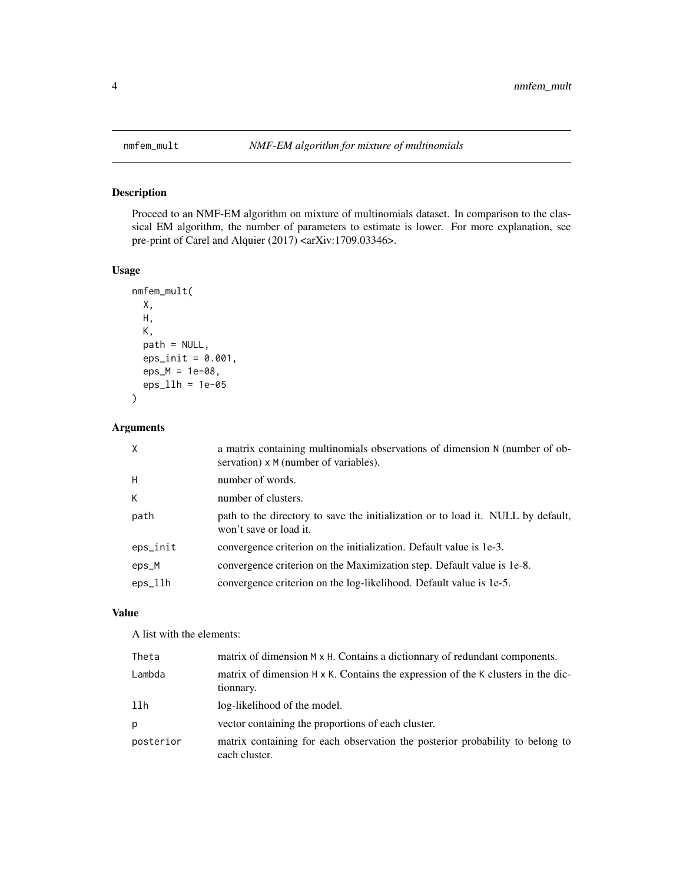nmfem_mult *NMF-EM algorithm for mixture of multinomials*

## Description

Proceed to an NMF-EM algorithm on mixture of multinomials dataset. In comparison to the classical EM algorithm, the number of parameters to estimate is lower. For more explanation, see pre-print of Carel and Alquier (2017) <arXiv:1709.03346>.

## Usage

```
nmfem_mult(
  X,
  H,
  K,
  path = NULL,
  eps_init = 0.001,
  eps_M = 1e-08,
  eps_llh = 1e-05
)
```

## Arguments

| | |
|---|---|
| X | a matrix containing multinomials observations of dimension N (number of observation) x M (number of variables). |
| H | number of words. |
| K | number of clusters. |
| path | path to the directory to save the initialization or to load it. NULL by default, won't save or load it. |
| eps_init | convergence criterion on the initialization. Default value is 1e-3. |
| eps_M | convergence criterion on the Maximization step. Default value is 1e-8. |
| eps_llh | convergence criterion on the log-likelihood. Default value is 1e-5. |

## Value

A list with the elements:

| | |
|---|---|
| Theta | matrix of dimension M x H. Contains a dictionnary of redundant components. |
| Lambda | matrix of dimension H x K. Contains the expression of the K clusters in the dictionnary. |
| llh | log-likelihood of the model. |
| p | vector containing the proportions of each cluster. |
| posterior | matrix containing for each observation the posterior probability to belong to each cluster. |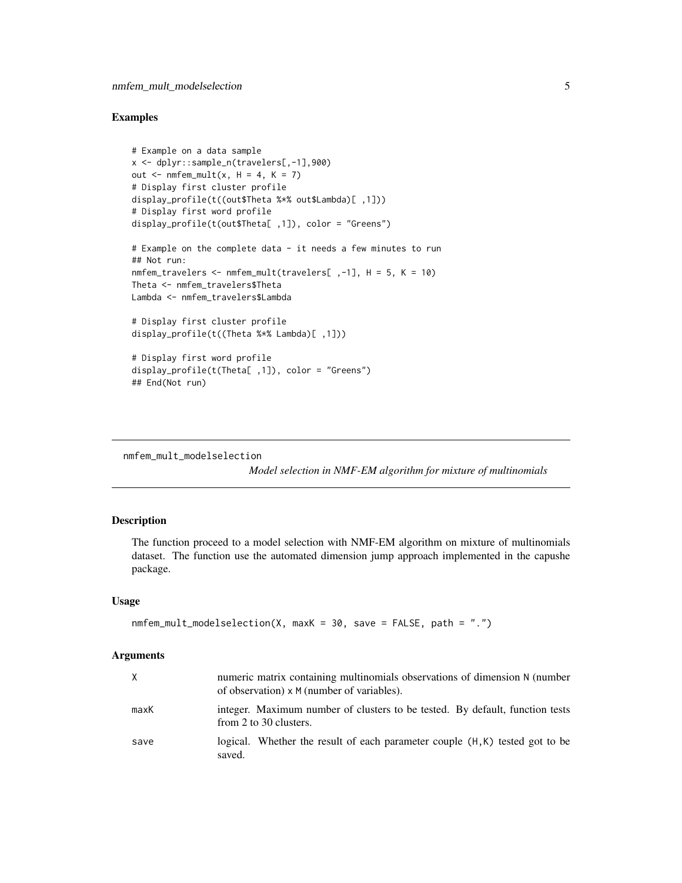### Examples

```
# Example on a data sample
x <- dplyr::sample_n(travelers[,-1],900)
out <- nmfem_mult(x, H = 4, K = 7)
# Display first cluster profile
display_profile(t((out$Theta %*% out$Lambda)[ ,1]))
# Display first word profile
display_profile(t(out$Theta[ ,1]), color = "Greens")

# Example on the complete data - it needs a few minutes to run
## Not run:
nmfem_travelers <- nmfem_mult(travelers[ ,-1], H = 5, K = 10)
Theta <- nmfem_travelers$Theta
Lambda <- nmfem_travelers$Lambda

# Display first cluster profile
display_profile(t((Theta %*% Lambda)[ ,1]))

# Display first word profile
display_profile(t(Theta[ ,1]), color = "Greens")
## End(Not run)
```

---

## nmfem_mult_modelselection

*Model selection in NMF-EM algorithm for mixture of multinomials*

---

### Description

The function proceed to a model selection with NMF-EM algorithm on mixture of multinomials dataset. The function use the automated dimension jump approach implemented in the capushe package.

### Usage

```
nmfem_mult_modelselection(X, maxK = 30, save = FALSE, path = ".")
```

### Arguments

| | |
|---|---|
| X | numeric matrix containing multinomials observations of dimension N (number of observation) x M (number of variables). |
| maxK | integer. Maximum number of clusters to be tested. By default, function tests from 2 to 30 clusters. |
| save | logical. Whether the result of each parameter couple (H,K) tested got to be saved. |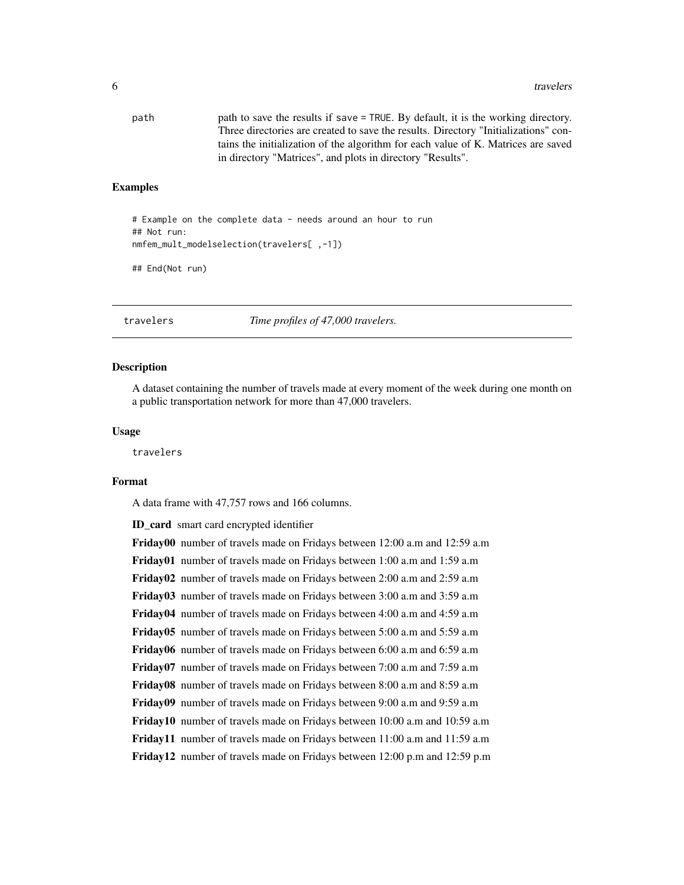path
: path to save the results if save = TRUE. By default, it is the working directory. Three directories are created to save the results. Directory "Initializations" contains the initialization of the algorithm for each value of K. Matrices are saved in directory "Matrices", and plots in directory "Results".

### Examples

```
# Example on the complete data - needs around an hour to run
## Not run:
nmfem_mult_modelselection(travelers[ ,-1])

## End(Not run)
```

---

## travelers — *Time profiles of 47,000 travelers.*

---

### Description

A dataset containing the number of travels made at every moment of the week during one month on a public transportation network for more than 47,000 travelers.

### Usage

```
travelers
```

### Format

A data frame with 47,757 rows and 166 columns.

**ID_card** smart card encrypted identifier

**Friday00** number of travels made on Fridays between 12:00 a.m and 12:59 a.m

**Friday01** number of travels made on Fridays between 1:00 a.m and 1:59 a.m

**Friday02** number of travels made on Fridays between 2:00 a.m and 2:59 a.m

**Friday03** number of travels made on Fridays between 3:00 a.m and 3:59 a.m

**Friday04** number of travels made on Fridays between 4:00 a.m and 4:59 a.m

**Friday05** number of travels made on Fridays between 5:00 a.m and 5:59 a.m

**Friday06** number of travels made on Fridays between 6:00 a.m and 6:59 a.m

**Friday07** number of travels made on Fridays between 7:00 a.m and 7:59 a.m

**Friday08** number of travels made on Fridays between 8:00 a.m and 8:59 a.m

**Friday09** number of travels made on Fridays between 9:00 a.m and 9:59 a.m

**Friday10** number of travels made on Fridays between 10:00 a.m and 10:59 a.m

**Friday11** number of travels made on Fridays between 11:00 a.m and 11:59 a.m

**Friday12** number of travels made on Fridays between 12:00 p.m and 12:59 p.m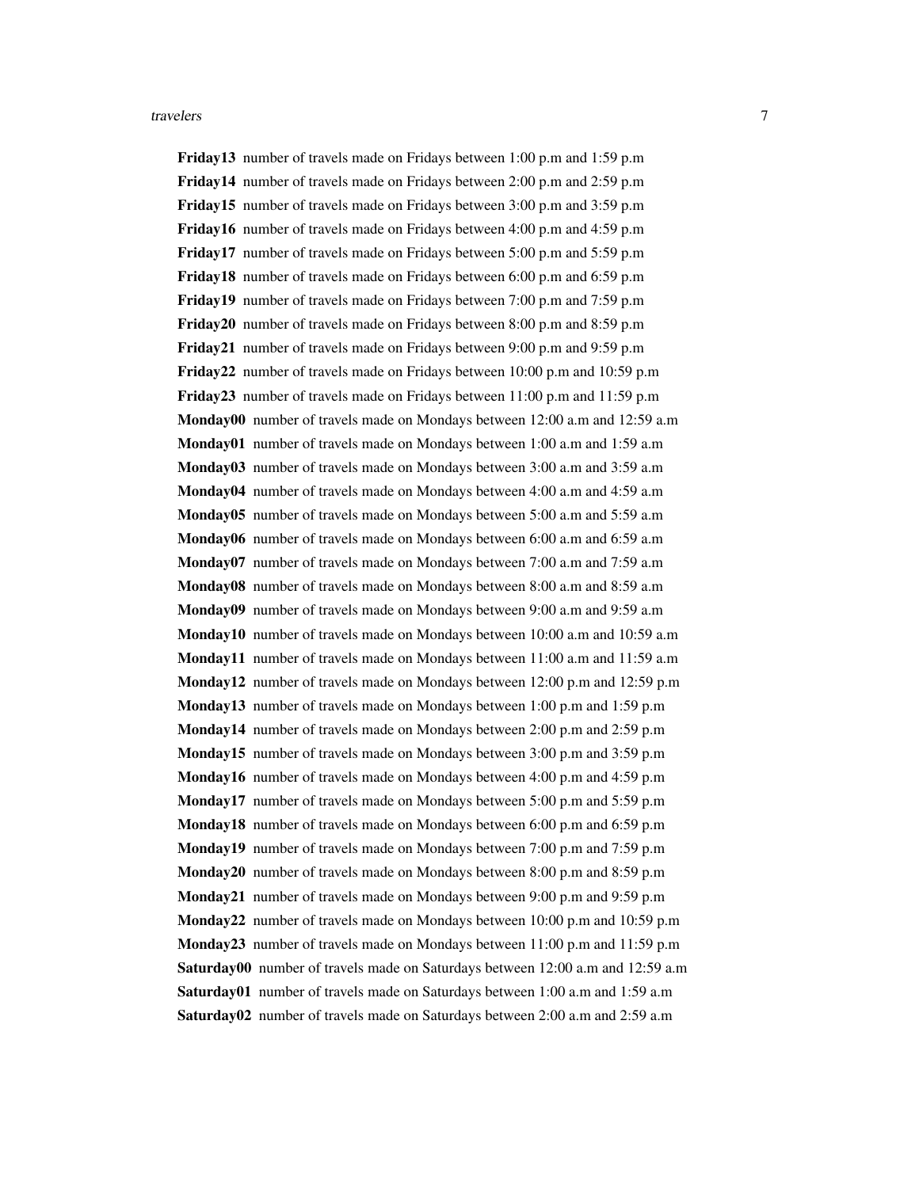**Friday13** number of travels made on Fridays between 1:00 p.m and 1:59 p.m

**Friday14** number of travels made on Fridays between 2:00 p.m and 2:59 p.m

**Friday15** number of travels made on Fridays between 3:00 p.m and 3:59 p.m

**Friday16** number of travels made on Fridays between 4:00 p.m and 4:59 p.m

**Friday17** number of travels made on Fridays between 5:00 p.m and 5:59 p.m

**Friday18** number of travels made on Fridays between 6:00 p.m and 6:59 p.m

**Friday19** number of travels made on Fridays between 7:00 p.m and 7:59 p.m

**Friday20** number of travels made on Fridays between 8:00 p.m and 8:59 p.m

**Friday21** number of travels made on Fridays between 9:00 p.m and 9:59 p.m

**Friday22** number of travels made on Fridays between 10:00 p.m and 10:59 p.m

**Friday23** number of travels made on Fridays between 11:00 p.m and 11:59 p.m

**Monday00** number of travels made on Mondays between 12:00 a.m and 12:59 a.m

**Monday01** number of travels made on Mondays between 1:00 a.m and 1:59 a.m

**Monday03** number of travels made on Mondays between 3:00 a.m and 3:59 a.m

**Monday04** number of travels made on Mondays between 4:00 a.m and 4:59 a.m

**Monday05** number of travels made on Mondays between 5:00 a.m and 5:59 a.m

**Monday06** number of travels made on Mondays between 6:00 a.m and 6:59 a.m

**Monday07** number of travels made on Mondays between 7:00 a.m and 7:59 a.m

**Monday08** number of travels made on Mondays between 8:00 a.m and 8:59 a.m

**Monday09** number of travels made on Mondays between 9:00 a.m and 9:59 a.m

**Monday10** number of travels made on Mondays between 10:00 a.m and 10:59 a.m

**Monday11** number of travels made on Mondays between 11:00 a.m and 11:59 a.m

**Monday12** number of travels made on Mondays between 12:00 p.m and 12:59 p.m

**Monday13** number of travels made on Mondays between 1:00 p.m and 1:59 p.m

**Monday14** number of travels made on Mondays between 2:00 p.m and 2:59 p.m

**Monday15** number of travels made on Mondays between 3:00 p.m and 3:59 p.m

**Monday16** number of travels made on Mondays between 4:00 p.m and 4:59 p.m

**Monday17** number of travels made on Mondays between 5:00 p.m and 5:59 p.m

**Monday18** number of travels made on Mondays between 6:00 p.m and 6:59 p.m

**Monday19** number of travels made on Mondays between 7:00 p.m and 7:59 p.m

**Monday20** number of travels made on Mondays between 8:00 p.m and 8:59 p.m

**Monday21** number of travels made on Mondays between 9:00 p.m and 9:59 p.m

**Monday22** number of travels made on Mondays between 10:00 p.m and 10:59 p.m

**Monday23** number of travels made on Mondays between 11:00 p.m and 11:59 p.m

**Saturday00** number of travels made on Saturdays between 12:00 a.m and 12:59 a.m

**Saturday01** number of travels made on Saturdays between 1:00 a.m and 1:59 a.m

**Saturday02** number of travels made on Saturdays between 2:00 a.m and 2:59 a.m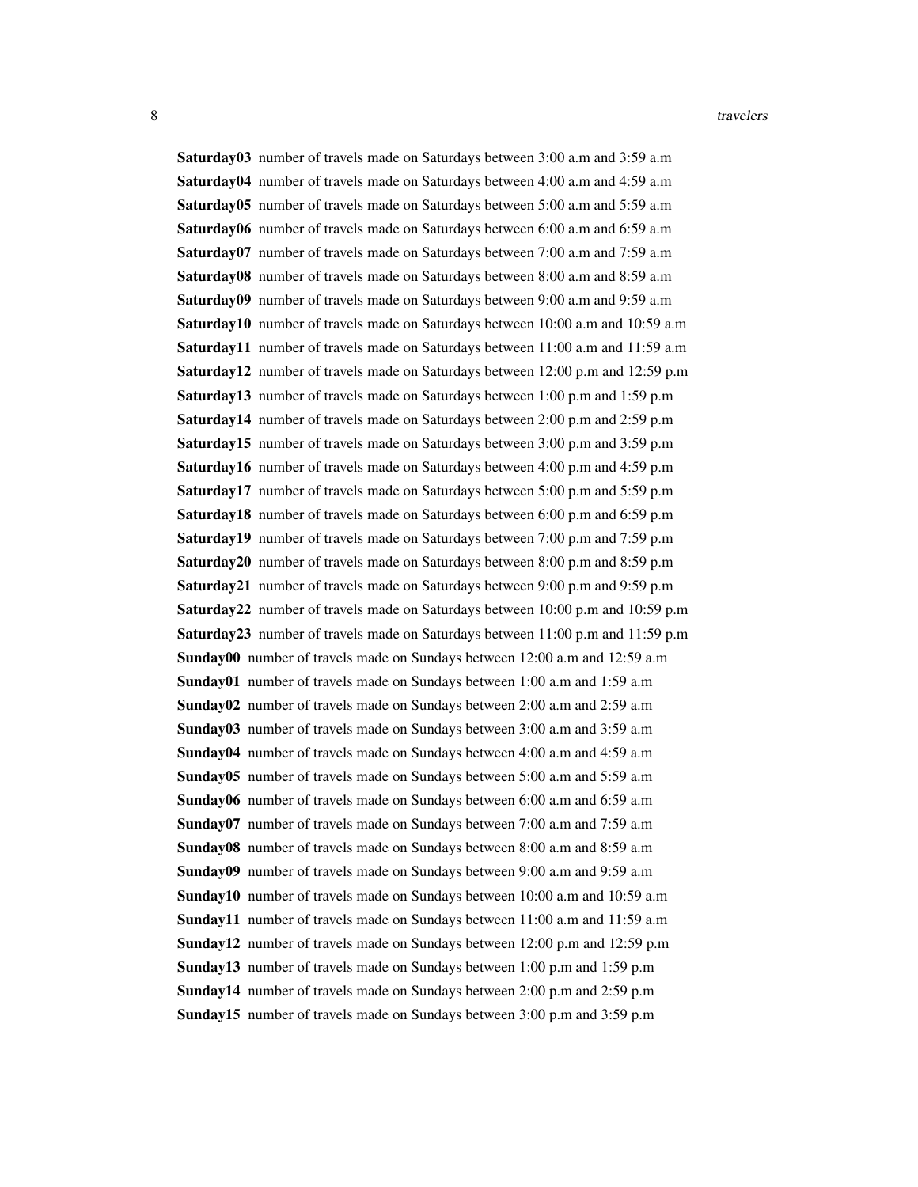**Saturday03** number of travels made on Saturdays between 3:00 a.m and 3:59 a.m

**Saturday04** number of travels made on Saturdays between 4:00 a.m and 4:59 a.m

**Saturday05** number of travels made on Saturdays between 5:00 a.m and 5:59 a.m

**Saturday06** number of travels made on Saturdays between 6:00 a.m and 6:59 a.m

**Saturday07** number of travels made on Saturdays between 7:00 a.m and 7:59 a.m

**Saturday08** number of travels made on Saturdays between 8:00 a.m and 8:59 a.m

**Saturday09** number of travels made on Saturdays between 9:00 a.m and 9:59 a.m

**Saturday10** number of travels made on Saturdays between 10:00 a.m and 10:59 a.m

**Saturday11** number of travels made on Saturdays between 11:00 a.m and 11:59 a.m

**Saturday12** number of travels made on Saturdays between 12:00 p.m and 12:59 p.m

**Saturday13** number of travels made on Saturdays between 1:00 p.m and 1:59 p.m

**Saturday14** number of travels made on Saturdays between 2:00 p.m and 2:59 p.m

**Saturday15** number of travels made on Saturdays between 3:00 p.m and 3:59 p.m

**Saturday16** number of travels made on Saturdays between 4:00 p.m and 4:59 p.m

**Saturday17** number of travels made on Saturdays between 5:00 p.m and 5:59 p.m

**Saturday18** number of travels made on Saturdays between 6:00 p.m and 6:59 p.m

**Saturday19** number of travels made on Saturdays between 7:00 p.m and 7:59 p.m

**Saturday20** number of travels made on Saturdays between 8:00 p.m and 8:59 p.m

**Saturday21** number of travels made on Saturdays between 9:00 p.m and 9:59 p.m

**Saturday22** number of travels made on Saturdays between 10:00 p.m and 10:59 p.m

**Saturday23** number of travels made on Saturdays between 11:00 p.m and 11:59 p.m

**Sunday00** number of travels made on Sundays between 12:00 a.m and 12:59 a.m

**Sunday01** number of travels made on Sundays between 1:00 a.m and 1:59 a.m

**Sunday02** number of travels made on Sundays between 2:00 a.m and 2:59 a.m

**Sunday03** number of travels made on Sundays between 3:00 a.m and 3:59 a.m

**Sunday04** number of travels made on Sundays between 4:00 a.m and 4:59 a.m

**Sunday05** number of travels made on Sundays between 5:00 a.m and 5:59 a.m

**Sunday06** number of travels made on Sundays between 6:00 a.m and 6:59 a.m

**Sunday07** number of travels made on Sundays between 7:00 a.m and 7:59 a.m

**Sunday08** number of travels made on Sundays between 8:00 a.m and 8:59 a.m

**Sunday09** number of travels made on Sundays between 9:00 a.m and 9:59 a.m

**Sunday10** number of travels made on Sundays between 10:00 a.m and 10:59 a.m

**Sunday11** number of travels made on Sundays between 11:00 a.m and 11:59 a.m

**Sunday12** number of travels made on Sundays between 12:00 p.m and 12:59 p.m

**Sunday13** number of travels made on Sundays between 1:00 p.m and 1:59 p.m

**Sunday14** number of travels made on Sundays between 2:00 p.m and 2:59 p.m

**Sunday15** number of travels made on Sundays between 3:00 p.m and 3:59 p.m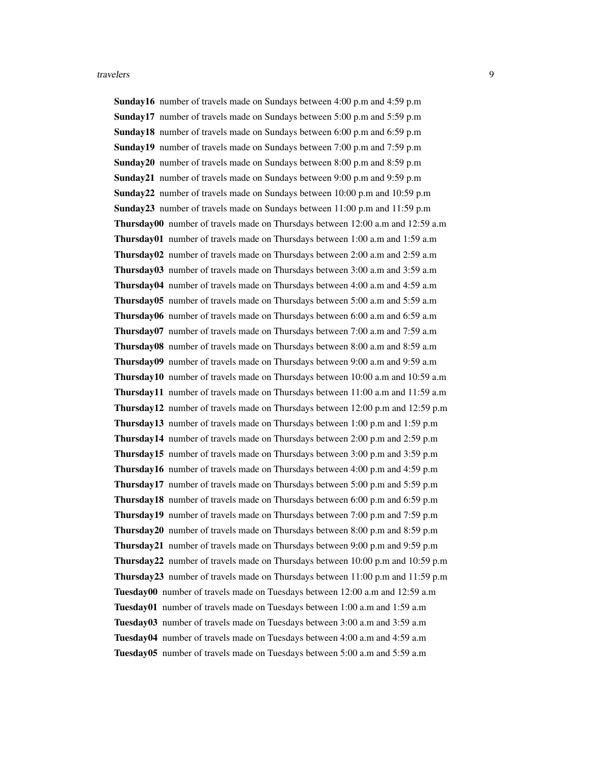**Sunday16** number of travels made on Sundays between 4:00 p.m and 4:59 p.m

**Sunday17** number of travels made on Sundays between 5:00 p.m and 5:59 p.m

**Sunday18** number of travels made on Sundays between 6:00 p.m and 6:59 p.m

**Sunday19** number of travels made on Sundays between 7:00 p.m and 7:59 p.m

**Sunday20** number of travels made on Sundays between 8:00 p.m and 8:59 p.m

**Sunday21** number of travels made on Sundays between 9:00 p.m and 9:59 p.m

**Sunday22** number of travels made on Sundays between 10:00 p.m and 10:59 p.m

**Sunday23** number of travels made on Sundays between 11:00 p.m and 11:59 p.m

**Thursday00** number of travels made on Thursdays between 12:00 a.m and 12:59 a.m

**Thursday01** number of travels made on Thursdays between 1:00 a.m and 1:59 a.m

**Thursday02** number of travels made on Thursdays between 2:00 a.m and 2:59 a.m

**Thursday03** number of travels made on Thursdays between 3:00 a.m and 3:59 a.m

**Thursday04** number of travels made on Thursdays between 4:00 a.m and 4:59 a.m

**Thursday05** number of travels made on Thursdays between 5:00 a.m and 5:59 a.m

**Thursday06** number of travels made on Thursdays between 6:00 a.m and 6:59 a.m

**Thursday07** number of travels made on Thursdays between 7:00 a.m and 7:59 a.m

**Thursday08** number of travels made on Thursdays between 8:00 a.m and 8:59 a.m

**Thursday09** number of travels made on Thursdays between 9:00 a.m and 9:59 a.m

**Thursday10** number of travels made on Thursdays between 10:00 a.m and 10:59 a.m

**Thursday11** number of travels made on Thursdays between 11:00 a.m and 11:59 a.m

**Thursday12** number of travels made on Thursdays between 12:00 p.m and 12:59 p.m

**Thursday13** number of travels made on Thursdays between 1:00 p.m and 1:59 p.m

**Thursday14** number of travels made on Thursdays between 2:00 p.m and 2:59 p.m

**Thursday15** number of travels made on Thursdays between 3:00 p.m and 3:59 p.m

**Thursday16** number of travels made on Thursdays between 4:00 p.m and 4:59 p.m

**Thursday17** number of travels made on Thursdays between 5:00 p.m and 5:59 p.m

**Thursday18** number of travels made on Thursdays between 6:00 p.m and 6:59 p.m

**Thursday19** number of travels made on Thursdays between 7:00 p.m and 7:59 p.m

**Thursday20** number of travels made on Thursdays between 8:00 p.m and 8:59 p.m

**Thursday21** number of travels made on Thursdays between 9:00 p.m and 9:59 p.m

**Thursday22** number of travels made on Thursdays between 10:00 p.m and 10:59 p.m

**Thursday23** number of travels made on Thursdays between 11:00 p.m and 11:59 p.m

**Tuesday00** number of travels made on Tuesdays between 12:00 a.m and 12:59 a.m

**Tuesday01** number of travels made on Tuesdays between 1:00 a.m and 1:59 a.m

**Tuesday03** number of travels made on Tuesdays between 3:00 a.m and 3:59 a.m

**Tuesday04** number of travels made on Tuesdays between 4:00 a.m and 4:59 a.m

**Tuesday05** number of travels made on Tuesdays between 5:00 a.m and 5:59 a.m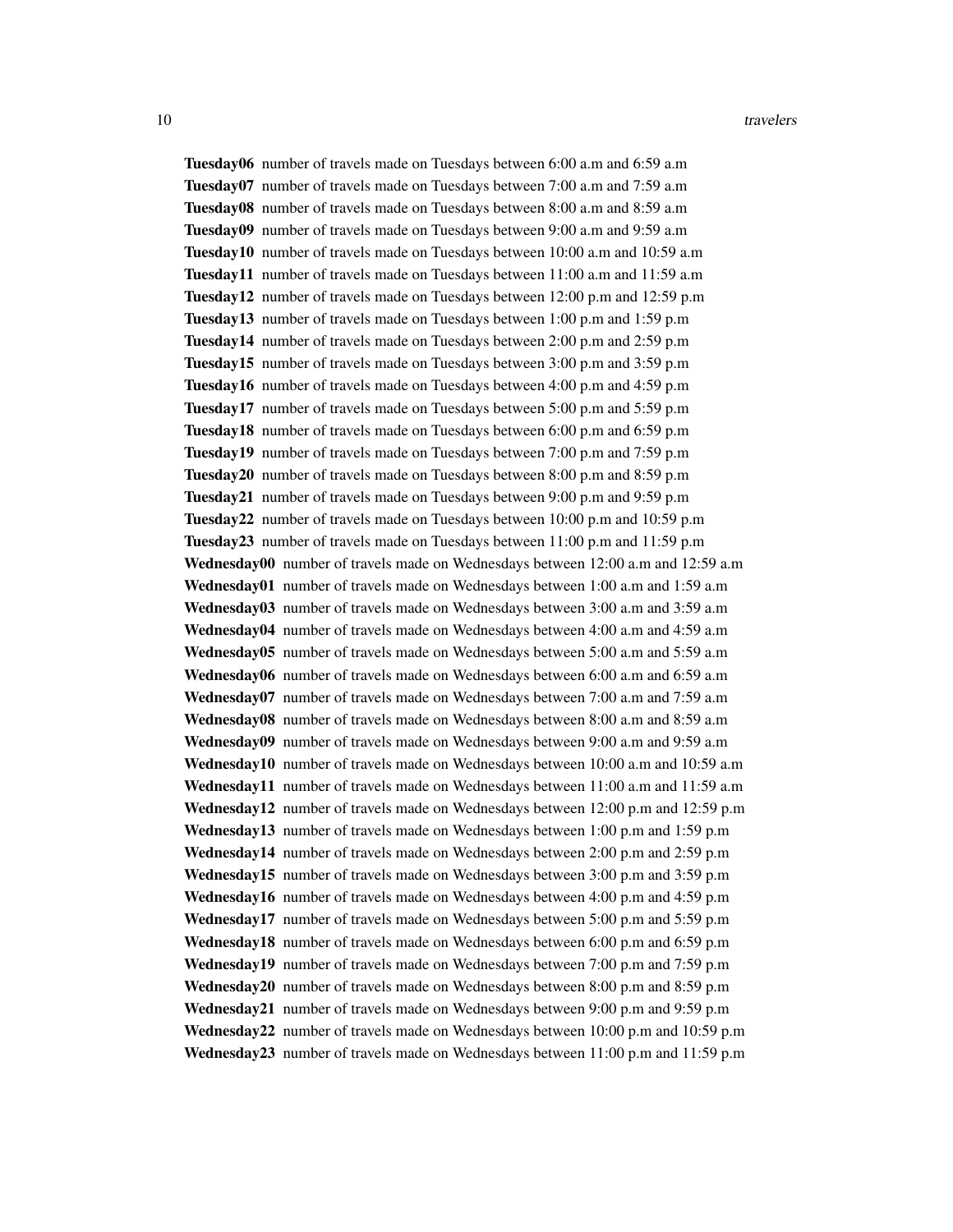**Tuesday06** number of travels made on Tuesdays between 6:00 a.m and 6:59 a.m
**Tuesday07** number of travels made on Tuesdays between 7:00 a.m and 7:59 a.m
**Tuesday08** number of travels made on Tuesdays between 8:00 a.m and 8:59 a.m
**Tuesday09** number of travels made on Tuesdays between 9:00 a.m and 9:59 a.m
**Tuesday10** number of travels made on Tuesdays between 10:00 a.m and 10:59 a.m
**Tuesday11** number of travels made on Tuesdays between 11:00 a.m and 11:59 a.m
**Tuesday12** number of travels made on Tuesdays between 12:00 p.m and 12:59 p.m
**Tuesday13** number of travels made on Tuesdays between 1:00 p.m and 1:59 p.m
**Tuesday14** number of travels made on Tuesdays between 2:00 p.m and 2:59 p.m
**Tuesday15** number of travels made on Tuesdays between 3:00 p.m and 3:59 p.m
**Tuesday16** number of travels made on Tuesdays between 4:00 p.m and 4:59 p.m
**Tuesday17** number of travels made on Tuesdays between 5:00 p.m and 5:59 p.m
**Tuesday18** number of travels made on Tuesdays between 6:00 p.m and 6:59 p.m
**Tuesday19** number of travels made on Tuesdays between 7:00 p.m and 7:59 p.m
**Tuesday20** number of travels made on Tuesdays between 8:00 p.m and 8:59 p.m
**Tuesday21** number of travels made on Tuesdays between 9:00 p.m and 9:59 p.m
**Tuesday22** number of travels made on Tuesdays between 10:00 p.m and 10:59 p.m
**Tuesday23** number of travels made on Tuesdays between 11:00 p.m and 11:59 p.m
**Wednesday00** number of travels made on Wednesdays between 12:00 a.m and 12:59 a.m
**Wednesday01** number of travels made on Wednesdays between 1:00 a.m and 1:59 a.m
**Wednesday03** number of travels made on Wednesdays between 3:00 a.m and 3:59 a.m
**Wednesday04** number of travels made on Wednesdays between 4:00 a.m and 4:59 a.m
**Wednesday05** number of travels made on Wednesdays between 5:00 a.m and 5:59 a.m
**Wednesday06** number of travels made on Wednesdays between 6:00 a.m and 6:59 a.m
**Wednesday07** number of travels made on Wednesdays between 7:00 a.m and 7:59 a.m
**Wednesday08** number of travels made on Wednesdays between 8:00 a.m and 8:59 a.m
**Wednesday09** number of travels made on Wednesdays between 9:00 a.m and 9:59 a.m
**Wednesday10** number of travels made on Wednesdays between 10:00 a.m and 10:59 a.m
**Wednesday11** number of travels made on Wednesdays between 11:00 a.m and 11:59 a.m
**Wednesday12** number of travels made on Wednesdays between 12:00 p.m and 12:59 p.m
**Wednesday13** number of travels made on Wednesdays between 1:00 p.m and 1:59 p.m
**Wednesday14** number of travels made on Wednesdays between 2:00 p.m and 2:59 p.m
**Wednesday15** number of travels made on Wednesdays between 3:00 p.m and 3:59 p.m
**Wednesday16** number of travels made on Wednesdays between 4:00 p.m and 4:59 p.m
**Wednesday17** number of travels made on Wednesdays between 5:00 p.m and 5:59 p.m
**Wednesday18** number of travels made on Wednesdays between 6:00 p.m and 6:59 p.m
**Wednesday19** number of travels made on Wednesdays between 7:00 p.m and 7:59 p.m
**Wednesday20** number of travels made on Wednesdays between 8:00 p.m and 8:59 p.m
**Wednesday21** number of travels made on Wednesdays between 9:00 p.m and 9:59 p.m
**Wednesday22** number of travels made on Wednesdays between 10:00 p.m and 10:59 p.m
**Wednesday23** number of travels made on Wednesdays between 11:00 p.m and 11:59 p.m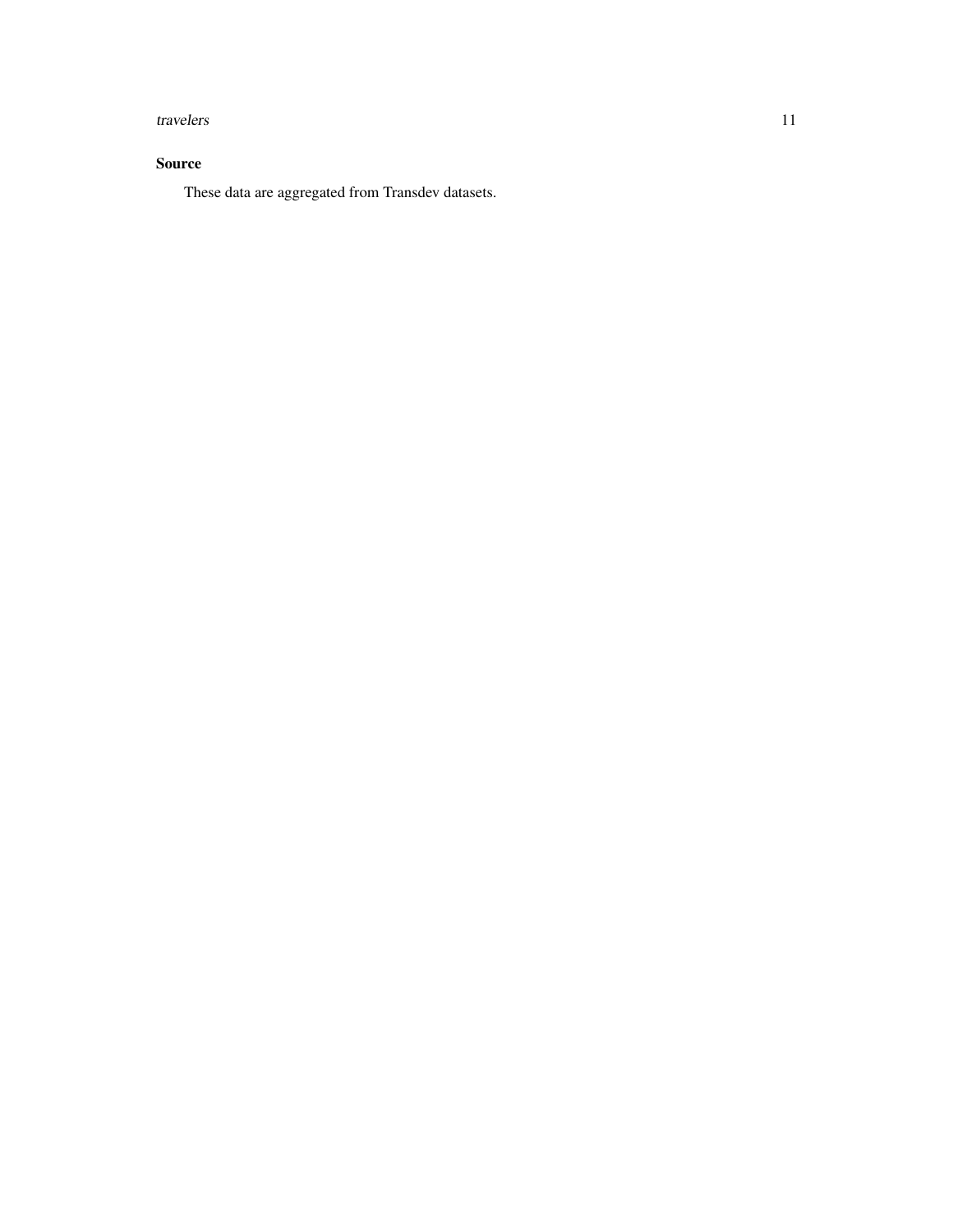## Source

These data are aggregated from Transdev datasets.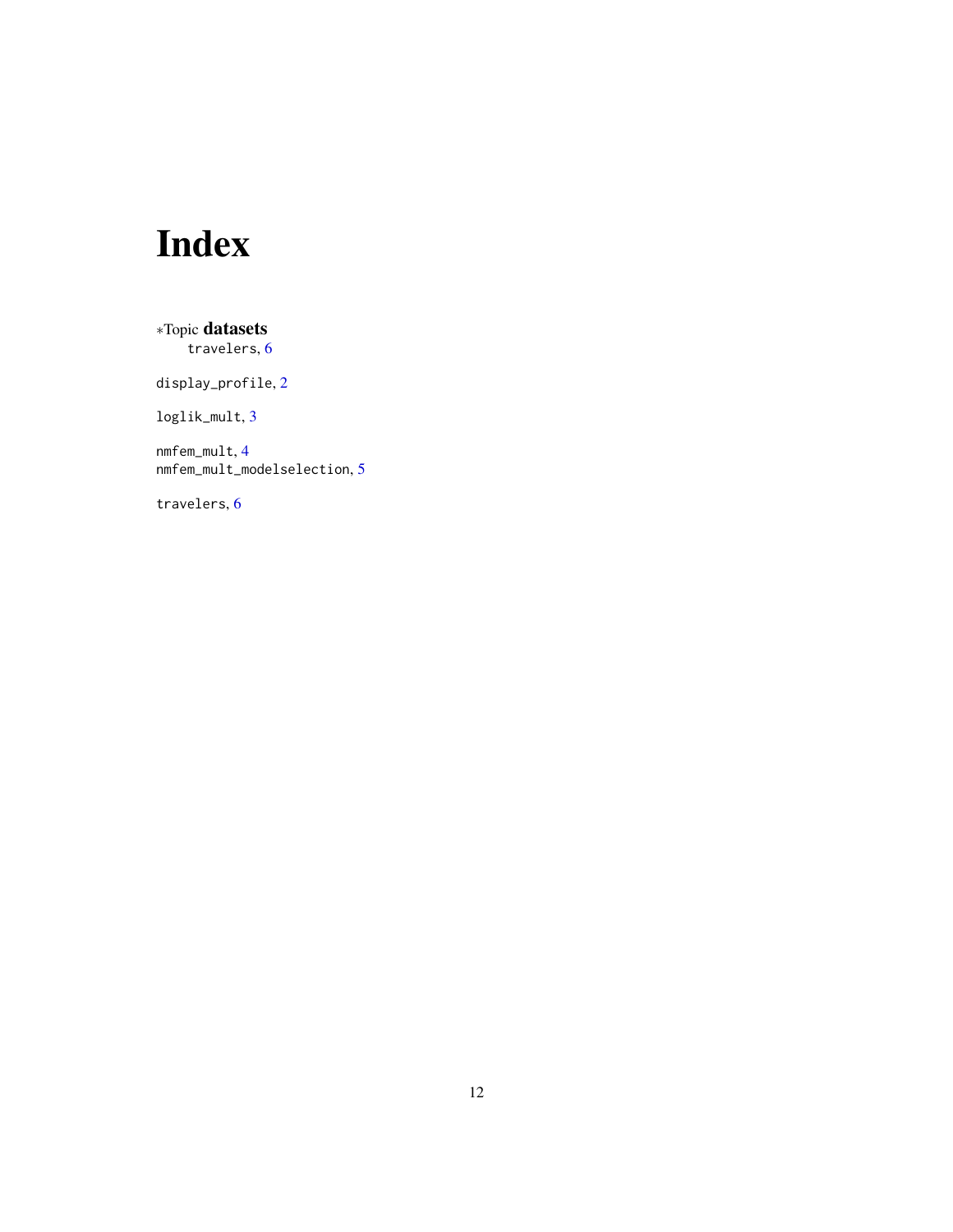# Index

∗Topic **datasets**
    travelers, 6

display_profile, 2

loglik_mult, 3

nmfem_mult, 4
nmfem_mult_modelselection, 5

travelers, 6